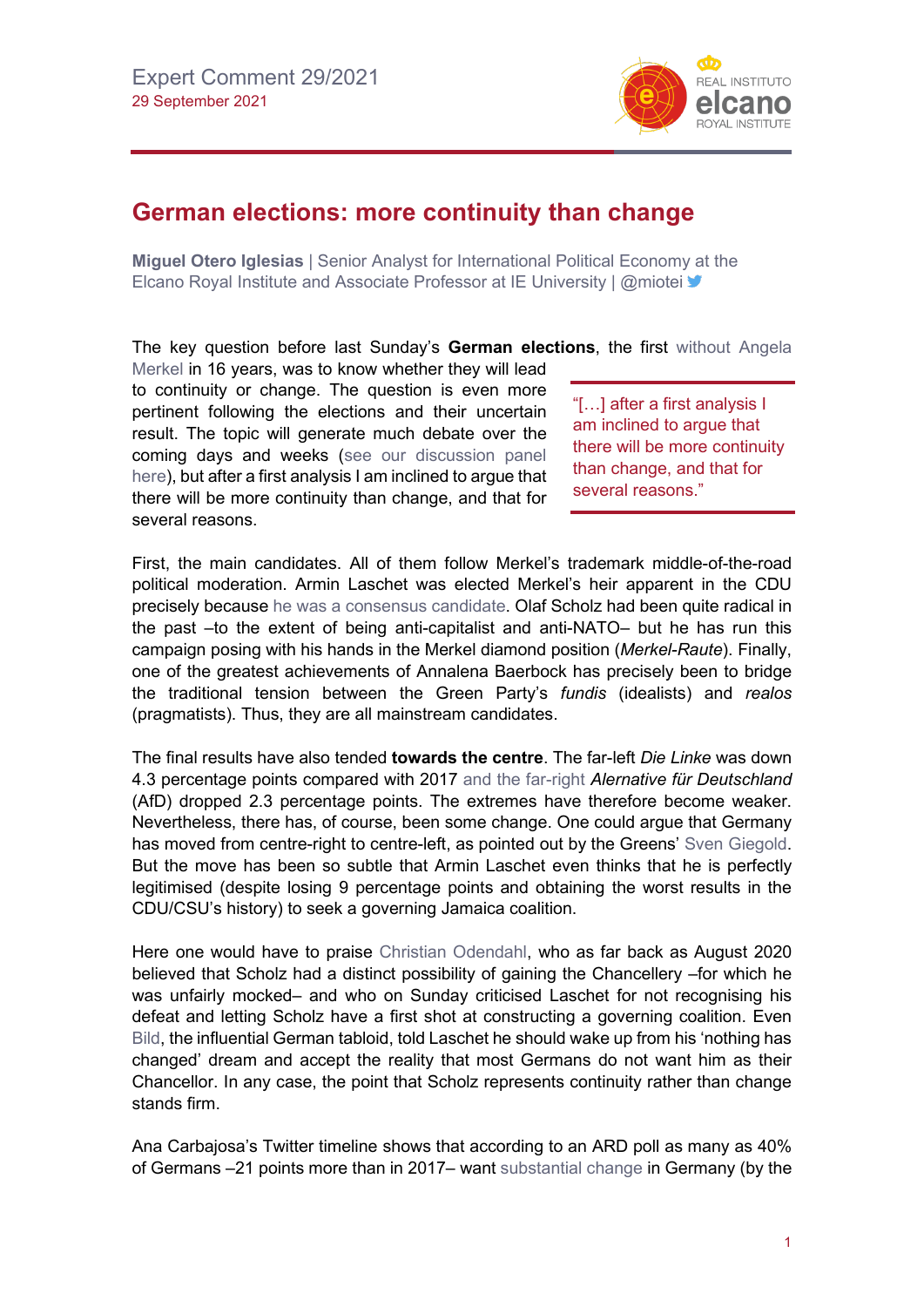Expert Comment 29/2021
29 September 2021

# German elections: more continuity than change

**Miguel Otero Iglesias** | Senior Analyst for International Political Economy at the Elcano Royal Institute and Associate Professor at IE University | @miotei

The key question before last Sunday's **German elections**, the first without Angela Merkel in 16 years, was to know whether they will lead to continuity or change. The question is even more pertinent following the elections and their uncertain result. The topic will generate much debate over the coming days and weeks (see our discussion panel here), but after a first analysis I am inclined to argue that there will be more continuity than change, and that for several reasons.

> "[…] after a first analysis I am inclined to argue that there will be more continuity than change, and that for several reasons."

First, the main candidates. All of them follow Merkel's trademark middle-of-the-road political moderation. Armin Laschet was elected Merkel's heir apparent in the CDU precisely because he was a consensus candidate. Olaf Scholz had been quite radical in the past –to the extent of being anti-capitalist and anti-NATO– but he has run this campaign posing with his hands in the Merkel diamond position (*Merkel-Raute*). Finally, one of the greatest achievements of Annalena Baerbock has precisely been to bridge the traditional tension between the Green Party's *fundis* (idealists) and *realos* (pragmatists). Thus, they are all mainstream candidates.

The final results have also tended **towards the centre**. The far-left *Die Linke* was down 4.3 percentage points compared with 2017 and the far-right *Alernative für Deutschland* (AfD) dropped 2.3 percentage points. The extremes have therefore become weaker. Nevertheless, there has, of course, been some change. One could argue that Germany has moved from centre-right to centre-left, as pointed out by the Greens' Sven Giegold. But the move has been so subtle that Armin Laschet even thinks that he is perfectly legitimised (despite losing 9 percentage points and obtaining the worst results in the CDU/CSU's history) to seek a governing Jamaica coalition.

Here one would have to praise Christian Odendahl, who as far back as August 2020 believed that Scholz had a distinct possibility of gaining the Chancellery –for which he was unfairly mocked– and who on Sunday criticised Laschet for not recognising his defeat and letting Scholz have a first shot at constructing a governing coalition. Even Bild, the influential German tabloid, told Laschet he should wake up from his 'nothing has changed' dream and accept the reality that most Germans do not want him as their Chancellor. In any case, the point that Scholz represents continuity rather than change stands firm.

Ana Carbajosa's Twitter timeline shows that according to an ARD poll as many as 40% of Germans –21 points more than in 2017– want substantial change in Germany (by the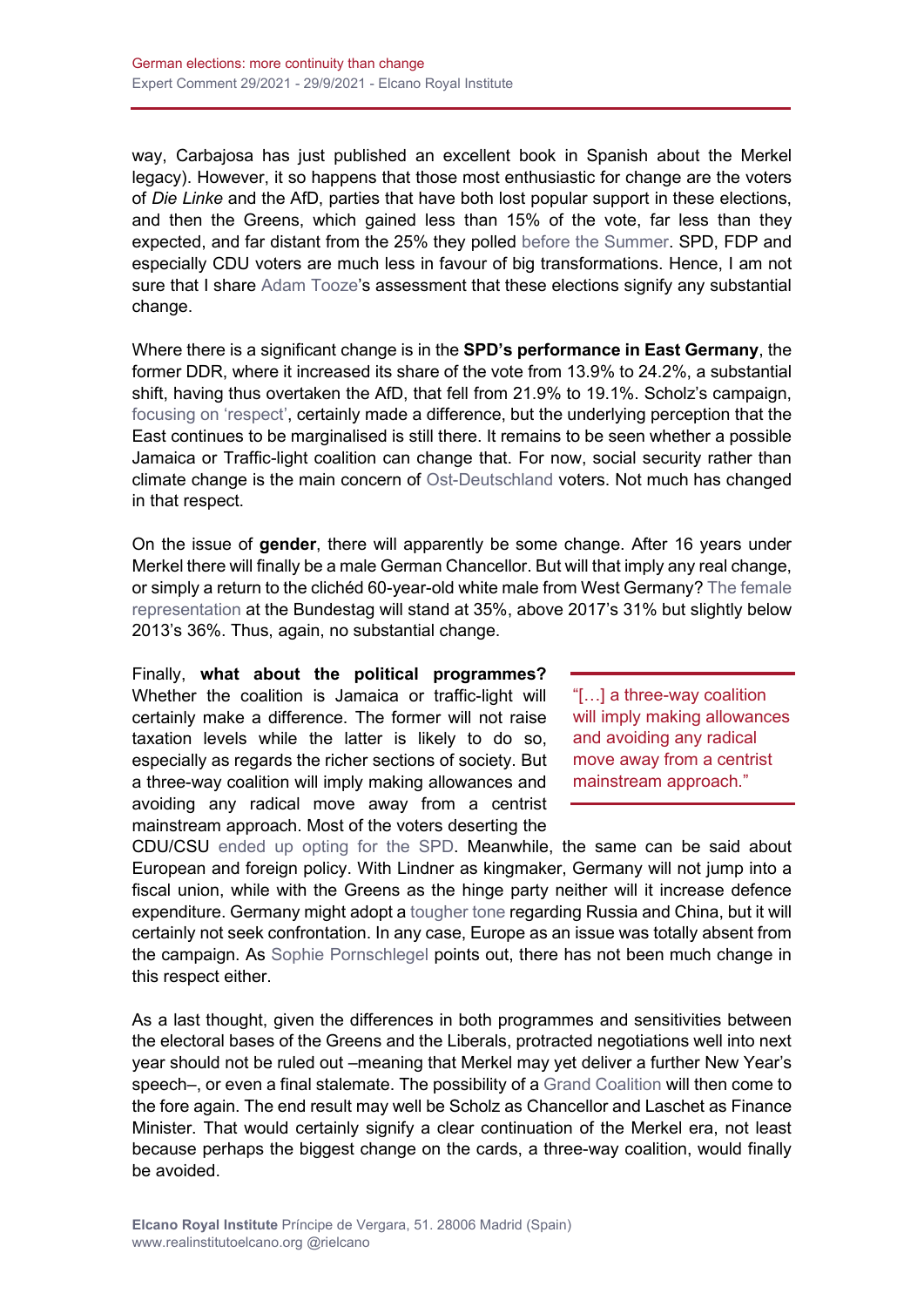way, Carbajosa has just published an excellent book in Spanish about the Merkel legacy). However, it so happens that those most enthusiastic for change are the voters of *Die Linke* and the AfD, parties that have both lost popular support in these elections, and then the Greens, which gained less than 15% of the vote, far less than they expected, and far distant from the 25% they polled before the Summer. SPD, FDP and especially CDU voters are much less in favour of big transformations. Hence, I am not sure that I share Adam Tooze's assessment that these elections signify any substantial change.

Where there is a significant change is in the **SPD's performance in East Germany**, the former DDR, where it increased its share of the vote from 13.9% to 24.2%, a substantial shift, having thus overtaken the AfD, that fell from 21.9% to 19.1%. Scholz's campaign, focusing on 'respect', certainly made a difference, but the underlying perception that the East continues to be marginalised is still there. It remains to be seen whether a possible Jamaica or Traffic-light coalition can change that. For now, social security rather than climate change is the main concern of Ost-Deutschland voters. Not much has changed in that respect.

On the issue of **gender**, there will apparently be some change. After 16 years under Merkel there will finally be a male German Chancellor. But will that imply any real change, or simply a return to the clichéd 60-year-old white male from West Germany? The female representation at the Bundestag will stand at 35%, above 2017's 31% but slightly below 2013's 36%. Thus, again, no substantial change.

Finally, **what about the political programmes?** Whether the coalition is Jamaica or traffic-light will certainly make a difference. The former will not raise taxation levels while the latter is likely to do so, especially as regards the richer sections of society. But a three-way coalition will imply making allowances and avoiding any radical move away from a centrist mainstream approach. Most of the voters deserting the CDU/CSU ended up opting for the SPD. Meanwhile, the same can be said about European and foreign policy. With Lindner as kingmaker, Germany will not jump into a fiscal union, while with the Greens as the hinge party neither will it increase defence expenditure. Germany might adopt a tougher tone regarding Russia and China, but it will certainly not seek confrontation. In any case, Europe as an issue was totally absent from the campaign. As Sophie Pornschlegel points out, there has not been much change in this respect either.

> "[…] a three-way coalition will imply making allowances and avoiding any radical move away from a centrist mainstream approach."

As a last thought, given the differences in both programmes and sensitivities between the electoral bases of the Greens and the Liberals, protracted negotiations well into next year should not be ruled out –meaning that Merkel may yet deliver a further New Year's speech–, or even a final stalemate. The possibility of a Grand Coalition will then come to the fore again. The end result may well be Scholz as Chancellor and Laschet as Finance Minister. That would certainly signify a clear continuation of the Merkel era, not least because perhaps the biggest change on the cards, a three-way coalition, would finally be avoided.